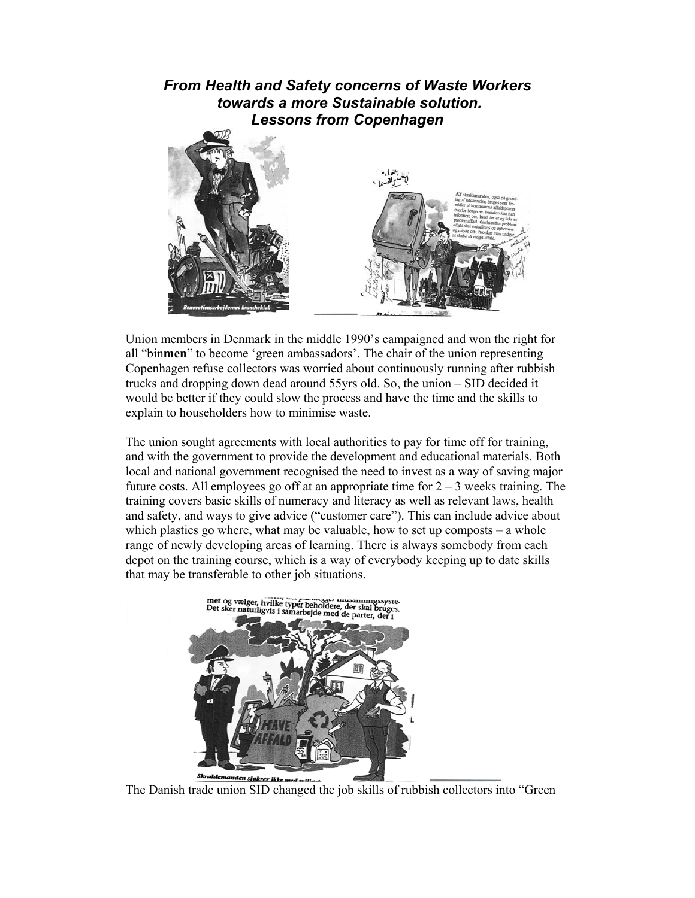***From Health and Safety concerns of Waste Workers towards a more Sustainable solution. Lessons from Copenhagen***

Union members in Denmark in the middle 1990's campaigned and won the right for all "bin**men**" to become 'green ambassadors'. The chair of the union representing Copenhagen refuse collectors was worried about continuously running after rubbish trucks and dropping down dead around 55yrs old. So, the union – SID decided it would be better if they could slow the process and have the time and the skills to explain to householders how to minimise waste.

The union sought agreements with local authorities to pay for time off for training, and with the government to provide the development and educational materials. Both local and national government recognised the need to invest as a way of saving major future costs. All employees go off at an appropriate time for 2 – 3 weeks training. The training covers basic skills of numeracy and literacy as well as relevant laws, health and safety, and ways to give advice ("customer care"). This can include advice about which plastics go where, what may be valuable, how to set up composts – a whole range of newly developing areas of learning. There is always somebody from each depot on the training course, which is a way of everybody keeping up to date skills that may be transferable to other job situations.

The Danish trade union SID changed the job skills of rubbish collectors into "Green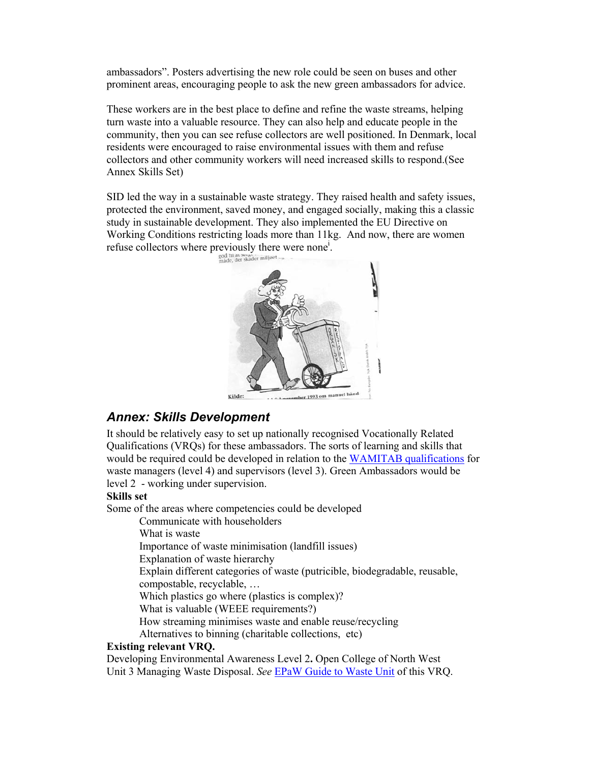ambassadors". Posters advertising the new role could be seen on buses and other prominent areas, encouraging people to ask the new green ambassadors for advice.

These workers are in the best place to define and refine the waste streams, helping turn waste into a valuable resource. They can also help and educate people in the community, then you can see refuse collectors are well positioned. In Denmark, local residents were encouraged to raise environmental issues with them and refuse collectors and other community workers will need increased skills to respond.(See Annex Skills Set)

SID led the way in a sustainable waste strategy. They raised health and safety issues, protected the environment, saved money, and engaged socially, making this a classic study in sustainable development. They also implemented the EU Directive on Working Conditions restricting loads more than 11kg. And now, there are women refuse collectors where previously there were none[i].

## *Annex: Skills Development*

It should be relatively easy to set up nationally recognised Vocationally Related Qualifications (VRQs) for these ambassadors. The sorts of learning and skills that would be required could be developed in relation to the [WAMITAB qualifications](#) for waste managers (level 4) and supervisors (level 3). Green Ambassadors would be level 2 - working under supervision.

**Skills set**

Some of the areas where competencies could be developed

- Communicate with householders
- What is waste
- Importance of waste minimisation (landfill issues)
- Explanation of waste hierarchy
- Explain different categories of waste (putricible, biodegradable, reusable, compostable, recyclable, …
- Which plastics go where (plastics is complex)?
- What is valuable (WEEE requirements?)
- How streaming minimises waste and enable reuse/recycling
- Alternatives to binning (charitable collections, etc)

**Existing relevant VRQ.**

Developing Environmental Awareness Level 2**.** Open College of North West Unit 3 Managing Waste Disposal. *See* [EPaW Guide to Waste Unit](#) of this VRQ.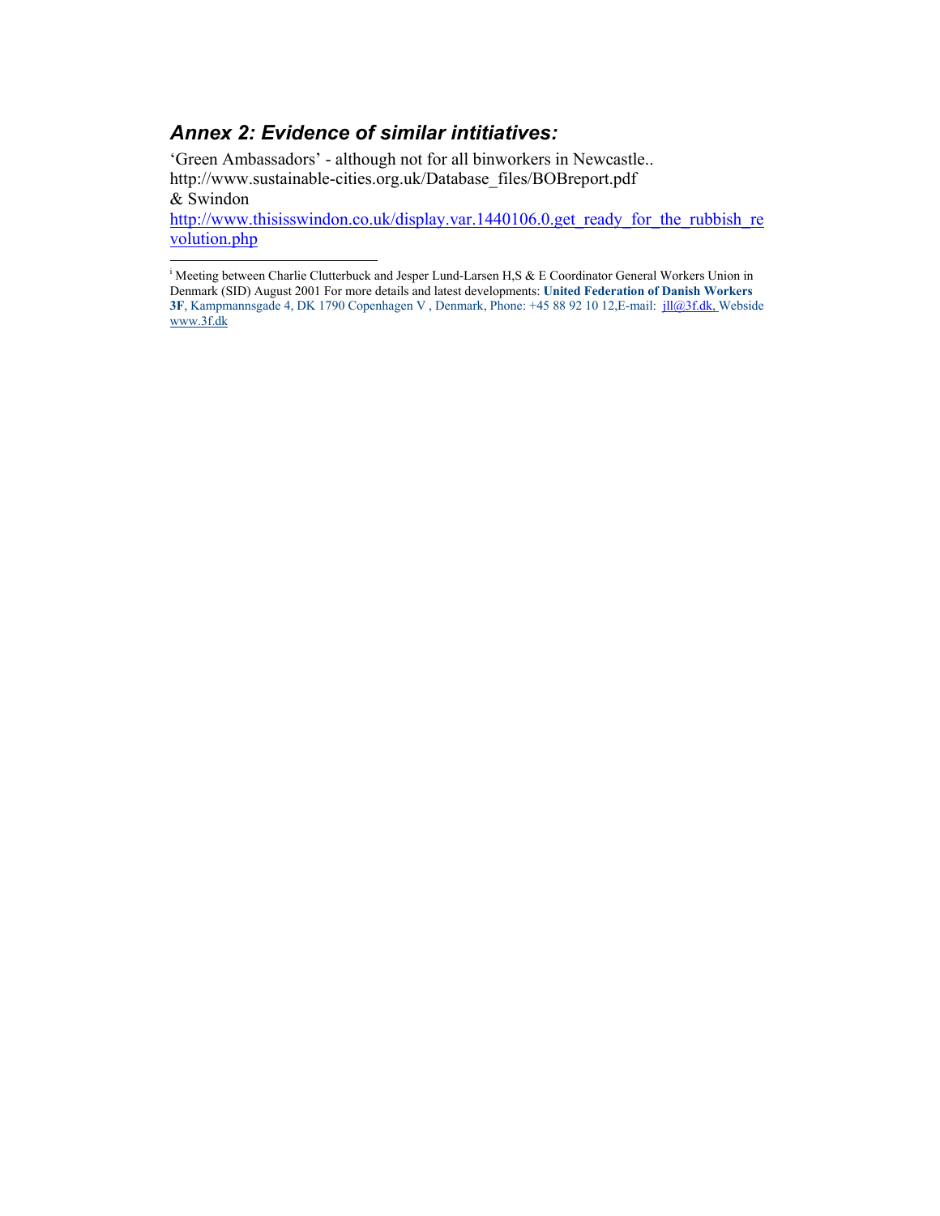## *Annex 2: Evidence of similar intitiatives:*

'Green Ambassadors' - although not for all binworkers in Newcastle..
http://www.sustainable-cities.org.uk/Database_files/BOBreport.pdf
& Swindon
http://www.thisisswindon.co.uk/display.var.1440106.0.get_ready_for_the_rubbish_revolution.php

---

[i] Meeting between Charlie Clutterbuck and Jesper Lund-Larsen H,S & E Coordinator General Workers Union in Denmark (SID) August 2001 For more details and latest developments: **United Federation of Danish Workers 3F**, Kampmannsgade 4, DK 1790 Copenhagen V , Denmark, Phone: +45 88 92 10 12,E-mail: jll@3f.dk, Webside www.3f.dk